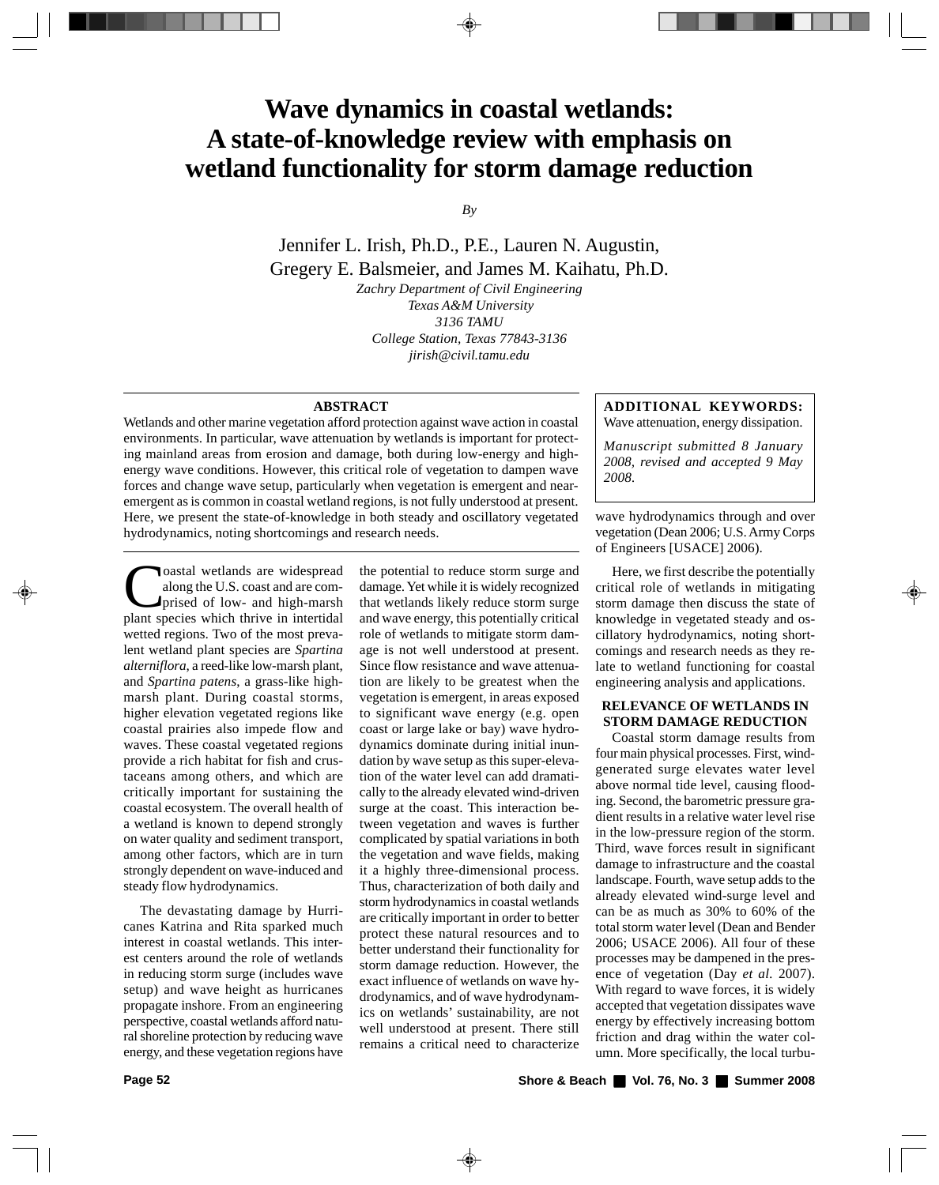# Wave dynamics in coastal wetlands: A state-of-knowledge review with emphasis on wetland functionality for storm damage reduction

*By*

Jennifer L. Irish, Ph.D., P.E., Lauren N. Augustin, Gregery E. Balsmeier, and James M. Kaihatu, Ph.D.

*Zachry Department of Civil Engineering*
*Texas A&M University*
*3136 TAMU*
*College Station, Texas 77843-3136*
*jirish@civil.tamu.edu*

## ABSTRACT

Wetlands and other marine vegetation afford protection against wave action in coastal environments. In particular, wave attenuation by wetlands is important for protecting mainland areas from erosion and damage, both during low-energy and high-energy wave conditions. However, this critical role of vegetation to dampen wave forces and change wave setup, particularly when vegetation is emergent and near-emergent as is common in coastal wetland regions, is not fully understood at present. Here, we present the state-of-knowledge in both steady and oscillatory vegetated hydrodynamics, noting shortcomings and research needs.

**ADDITIONAL KEYWORDS:** Wave attenuation, energy dissipation.

*Manuscript submitted 8 January 2008, revised and accepted 9 May 2008.*

Coastal wetlands are widespread along the U.S. coast and are comprised of low- and high-marsh plant species which thrive in intertidal wetted regions. Two of the most prevalent wetland plant species are *Spartina alterniflora*, a reed-like low-marsh plant, and *Spartina patens*, a grass-like high-marsh plant. During coastal storms, higher elevation vegetated regions like coastal prairies also impede flow and waves. These coastal vegetated regions provide a rich habitat for fish and crustaceans among others, and which are critically important for sustaining the coastal ecosystem. The overall health of a wetland is known to depend strongly on water quality and sediment transport, among other factors, which are in turn strongly dependent on wave-induced and steady flow hydrodynamics.

The devastating damage by Hurricanes Katrina and Rita sparked much interest in coastal wetlands. This interest centers around the role of wetlands in reducing storm surge (includes wave setup) and wave height as hurricanes propagate inshore. From an engineering perspective, coastal wetlands afford natural shoreline protection by reducing wave energy, and these vegetation regions have the potential to reduce storm surge and damage. Yet while it is widely recognized that wetlands likely reduce storm surge and wave energy, this potentially critical role of wetlands to mitigate storm damage is not well understood at present. Since flow resistance and wave attenuation are likely to be greatest when the vegetation is emergent, in areas exposed to significant wave energy (e.g. open coast or large lake or bay) wave hydrodynamics dominate during initial inundation by wave setup as this super-elevation of the water level can add dramatically to the already elevated wind-driven surge at the coast. This interaction between vegetation and waves is further complicated by spatial variations in both the vegetation and wave fields, making it a highly three-dimensional process. Thus, characterization of both daily and storm hydrodynamics in coastal wetlands are critically important in order to better protect these natural resources and to better understand their functionality for storm damage reduction. However, the exact influence of wetlands on wave hydrodynamics, and of wave hydrodynamics on wetlands' sustainability, are not well understood at present. There still remains a critical need to characterize wave hydrodynamics through and over vegetation (Dean 2006; U.S. Army Corps of Engineers [USACE] 2006).

Here, we first describe the potentially critical role of wetlands in mitigating storm damage then discuss the state of knowledge in vegetated steady and oscillatory hydrodynamics, noting shortcomings and research needs as they relate to wetland functioning for coastal engineering analysis and applications.

## RELEVANCE OF WETLANDS IN STORM DAMAGE REDUCTION

Coastal storm damage results from four main physical processes. First, wind-generated surge elevates water level above normal tide level, causing flooding. Second, the barometric pressure gradient results in a relative water level rise in the low-pressure region of the storm. Third, wave forces result in significant damage to infrastructure and the coastal landscape. Fourth, wave setup adds to the already elevated wind-surge level and can be as much as 30% to 60% of the total storm water level (Dean and Bender 2006; USACE 2006). All four of these processes may be dampened in the presence of vegetation (Day *et al.* 2007). With regard to wave forces, it is widely accepted that vegetation dissipates wave energy by effectively increasing bottom friction and drag within the water column. More specifically, the local turbu-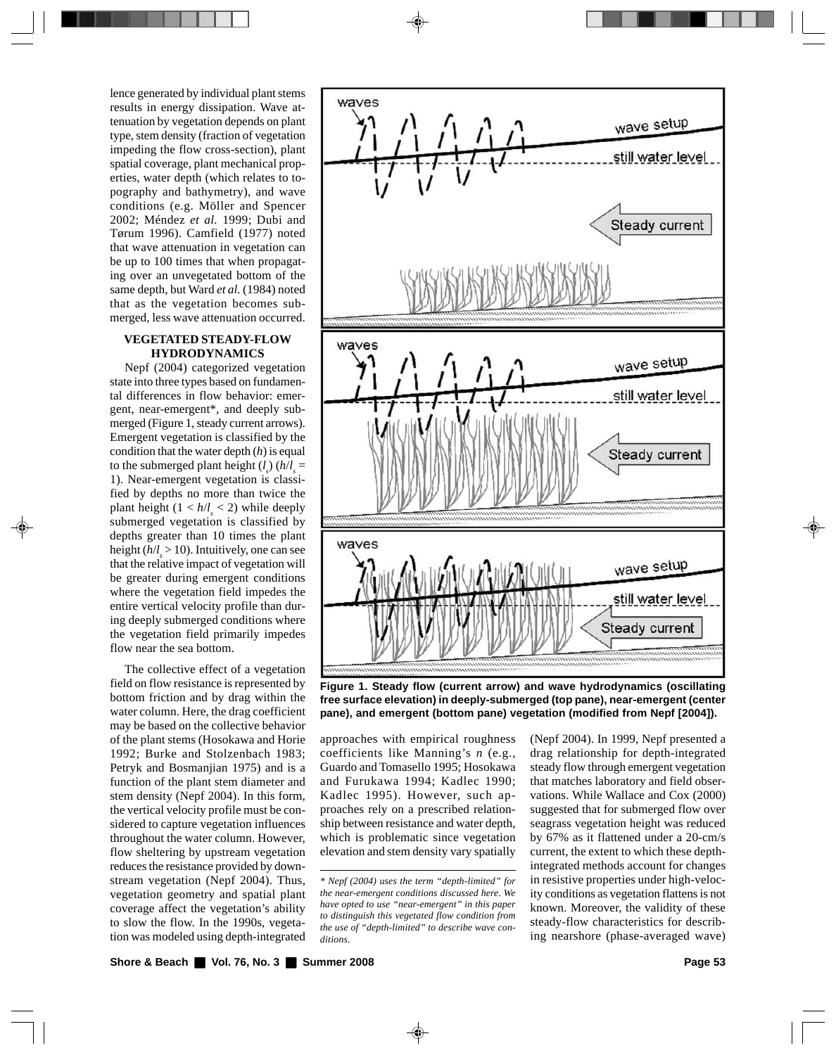lence generated by individual plant stems results in energy dissipation. Wave attenuation by vegetation depends on plant type, stem density (fraction of vegetation impeding the flow cross-section), plant spatial coverage, plant mechanical properties, water depth (which relates to topography and bathymetry), and wave conditions (e.g. Möller and Spencer 2002; Méndez *et al.* 1999; Dubi and Tørum 1996). Camfield (1977) noted that wave attenuation in vegetation can be up to 100 times that when propagating over an unvegetated bottom of the same depth, but Ward *et al.* (1984) noted that as the vegetation becomes submerged, less wave attenuation occurred.

## VEGETATED STEADY-FLOW HYDRODYNAMICS

Nepf (2004) categorized vegetation state into three types based on fundamental differences in flow behavior: emergent, near-emergent*, and deeply submerged (Figure 1, steady current arrows). Emergent vegetation is classified by the condition that the water depth ($h$) is equal to the submerged plant height ($l_s$) ($h/l_s = 1$). Near-emergent vegetation is classified by depths no more than twice the plant height ($1 < h/l_s < 2$) while deeply submerged vegetation is classified by depths greater than 10 times the plant height ($h/l_s > 10$). Intuitively, one can see that the relative impact of vegetation will be greater during emergent conditions where the vegetation field impedes the entire vertical velocity profile than during deeply submerged conditions where the vegetation field primarily impedes flow near the sea bottom.

The collective effect of a vegetation field on flow resistance is represented by bottom friction and by drag within the water column. Here, the drag coefficient may be based on the collective behavior of the plant stems (Hosokawa and Horie 1992; Burke and Stolzenbach 1983; Petryk and Bosmanjian 1975) and is a function of the plant stem diameter and stem density (Nepf 2004). In this form, the vertical velocity profile must be considered to capture vegetation influences throughout the water column. However, flow sheltering by upstream vegetation reduces the resistance provided by downstream vegetation (Nepf 2004). Thus, vegetation geometry and spatial plant coverage affect the vegetation's ability to slow the flow. In the 1990s, vegetation was modeled using depth-integrated approaches with empirical roughness coefficients like Manning's $n$ (e.g., Guardo and Tomasello 1995; Hosokawa and Furukawa 1994; Kadlec 1990; Kadlec 1995). However, such approaches rely on a prescribed relationship between resistance and water depth, which is problematic since vegetation elevation and stem density vary spatially (Nepf 2004). In 1999, Nepf presented a drag relationship for depth-integrated steady flow through emergent vegetation that matches laboratory and field observations. While Wallace and Cox (2000) suggested that for submerged flow over seagrass vegetation height was reduced by 67% as it flattened under a 20-cm/s current, the extent to which these depth-integrated methods account for changes in resistive properties under high-velocity conditions as vegetation flattens is not known. Moreover, the validity of these steady-flow characteristics for describing nearshore (phase-averaged wave)

**Figure 1. Steady flow (current arrow) and wave hydrodynamics (oscillating free surface elevation) in deeply-submerged (top pane), near-emergent (center pane), and emergent (bottom pane) vegetation (modified from Nepf [2004]).**

*\* Nepf (2004) uses the term "depth-limited" for the near-emergent conditions discussed here. We have opted to use "near-emergent" in this paper to distinguish this vegetated flow condition from the use of "depth-limited" to describe wave conditions.*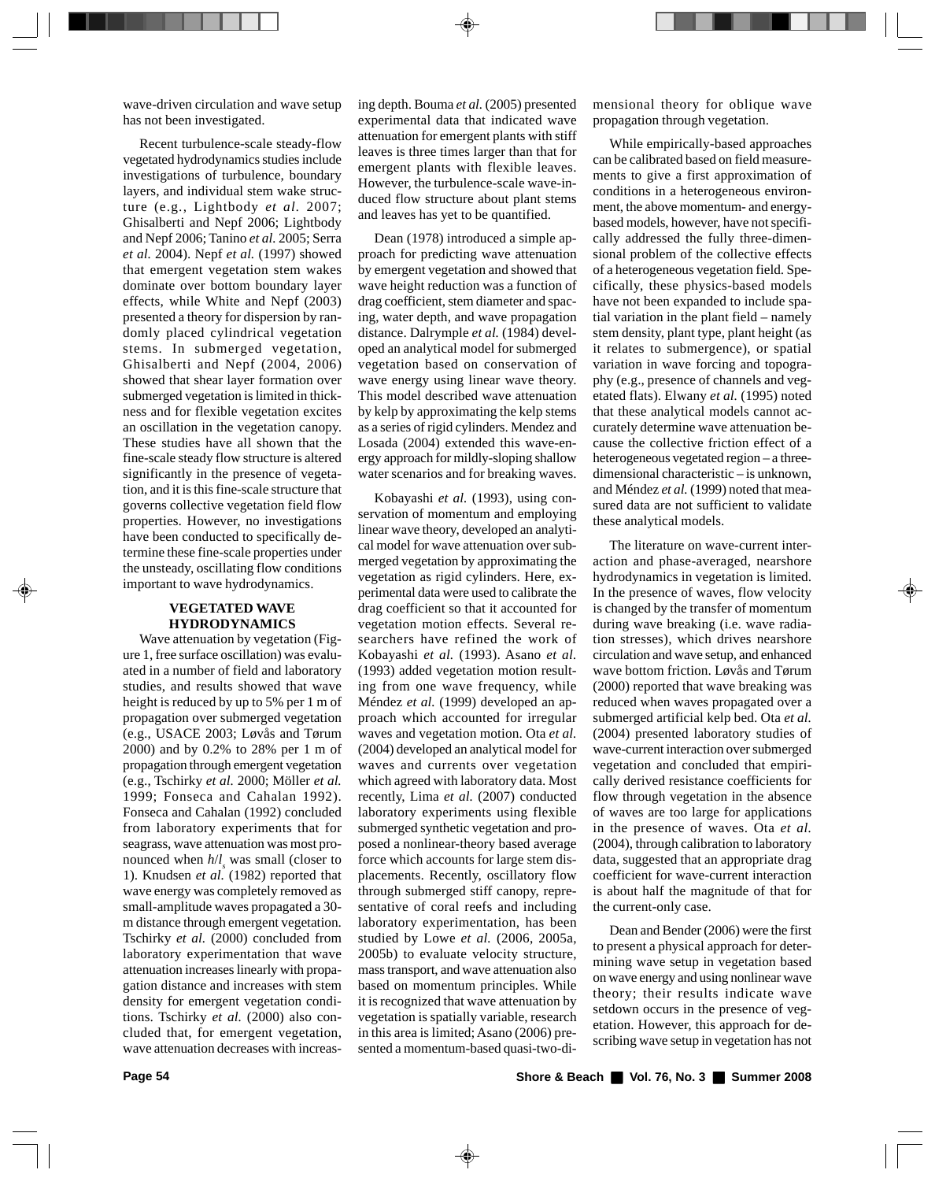wave-driven circulation and wave setup has not been investigated.

Recent turbulence-scale steady-flow vegetated hydrodynamics studies include investigations of turbulence, boundary layers, and individual stem wake structure (e.g., Lightbody *et al.* 2007; Ghisalberti and Nepf 2006; Lightbody and Nepf 2006; Tanino *et al.* 2005; Serra *et al.* 2004). Nepf *et al.* (1997) showed that emergent vegetation stem wakes dominate over bottom boundary layer effects, while White and Nepf (2003) presented a theory for dispersion by randomly placed cylindrical vegetation stems. In submerged vegetation, Ghisalberti and Nepf (2004, 2006) showed that shear layer formation over submerged vegetation is limited in thickness and for flexible vegetation excites an oscillation in the vegetation canopy. These studies have all shown that the fine-scale steady flow structure is altered significantly in the presence of vegetation, and it is this fine-scale structure that governs collective vegetation field flow properties. However, no investigations have been conducted to specifically determine these fine-scale properties under the unsteady, oscillating flow conditions important to wave hydrodynamics.

## VEGETATED WAVE HYDRODYNAMICS

Wave attenuation by vegetation (Figure 1, free surface oscillation) was evaluated in a number of field and laboratory studies, and results showed that wave height is reduced by up to 5% per 1 m of propagation over submerged vegetation (e.g., USACE 2003; Løvås and Tørum 2000) and by 0.2% to 28% per 1 m of propagation through emergent vegetation (e.g., Tschirky *et al.* 2000; Möller *et al.* 1999; Fonseca and Cahalan 1992). Fonseca and Cahalan (1992) concluded from laboratory experiments that for seagrass, wave attenuation was most pronounced when $h/l_s$ was small (closer to 1). Knudsen *et al.* (1982) reported that wave energy was completely removed as small-amplitude waves propagated a 30-m distance through emergent vegetation. Tschirky *et al.* (2000) concluded from laboratory experimentation that wave attenuation increases linearly with propagation distance and increases with stem density for emergent vegetation conditions. Tschirky *et al.* (2000) also concluded that, for emergent vegetation, wave attenuation decreases with increasing depth. Bouma *et al.* (2005) presented experimental data that indicated wave attenuation for emergent plants with stiff leaves is three times larger than that for emergent plants with flexible leaves. However, the turbulence-scale wave-induced flow structure about plant stems and leaves has yet to be quantified.

Dean (1978) introduced a simple approach for predicting wave attenuation by emergent vegetation and showed that wave height reduction was a function of drag coefficient, stem diameter and spacing, water depth, and wave propagation distance. Dalrymple *et al.* (1984) developed an analytical model for submerged vegetation based on conservation of wave energy using linear wave theory. This model described wave attenuation by kelp by approximating the kelp stems as a series of rigid cylinders. Mendez and Losada (2004) extended this wave-energy approach for mildly-sloping shallow water scenarios and for breaking waves.

Kobayashi *et al.* (1993), using conservation of momentum and employing linear wave theory, developed an analytical model for wave attenuation over submerged vegetation by approximating the vegetation as rigid cylinders. Here, experimental data were used to calibrate the drag coefficient so that it accounted for vegetation motion effects. Several researchers have refined the work of Kobayashi *et al.* (1993). Asano *et al.* (1993) added vegetation motion resulting from one wave frequency, while Méndez *et al.* (1999) developed an approach which accounted for irregular waves and vegetation motion. Ota *et al.* (2004) developed an analytical model for waves and currents over vegetation which agreed with laboratory data. Most recently, Lima *et al.* (2007) conducted laboratory experiments using flexible submerged synthetic vegetation and proposed a nonlinear-theory based average force which accounts for large stem displacements. Recently, oscillatory flow through submerged stiff canopy, representative of coral reefs and including laboratory experimentation, has been studied by Lowe *et al.* (2006, 2005a, 2005b) to evaluate velocity structure, mass transport, and wave attenuation also based on momentum principles. While it is recognized that wave attenuation by vegetation is spatially variable, research in this area is limited; Asano (2006) presented a momentum-based quasi-two-dimensional theory for oblique wave propagation through vegetation.

While empirically-based approaches can be calibrated based on field measurements to give a first approximation of conditions in a heterogeneous environment, the above momentum- and energy-based models, however, have not specifically addressed the fully three-dimensional problem of the collective effects of a heterogeneous vegetation field. Specifically, these physics-based models have not been expanded to include spatial variation in the plant field – namely stem density, plant type, plant height (as it relates to submergence), or spatial variation in wave forcing and topography (e.g., presence of channels and vegetated flats). Elwany *et al.* (1995) noted that these analytical models cannot accurately determine wave attenuation because the collective friction effect of a heterogeneous vegetated region – a three-dimensional characteristic – is unknown, and Méndez *et al.* (1999) noted that measured data are not sufficient to validate these analytical models.

The literature on wave-current interaction and phase-averaged, nearshore hydrodynamics in vegetation is limited. In the presence of waves, flow velocity is changed by the transfer of momentum during wave breaking (i.e. wave radiation stresses), which drives nearshore circulation and wave setup, and enhanced wave bottom friction. Løvås and Tørum (2000) reported that wave breaking was reduced when waves propagated over a submerged artificial kelp bed. Ota *et al.* (2004) presented laboratory studies of wave-current interaction over submerged vegetation and concluded that empirically derived resistance coefficients for flow through vegetation in the absence of waves are too large for applications in the presence of waves. Ota *et al.* (2004), through calibration to laboratory data, suggested that an appropriate drag coefficient for wave-current interaction is about half the magnitude of that for the current-only case.

Dean and Bender (2006) were the first to present a physical approach for determining wave setup in vegetation based on wave energy and using nonlinear wave theory; their results indicate wave setdown occurs in the presence of vegetation. However, this approach for describing wave setup in vegetation has not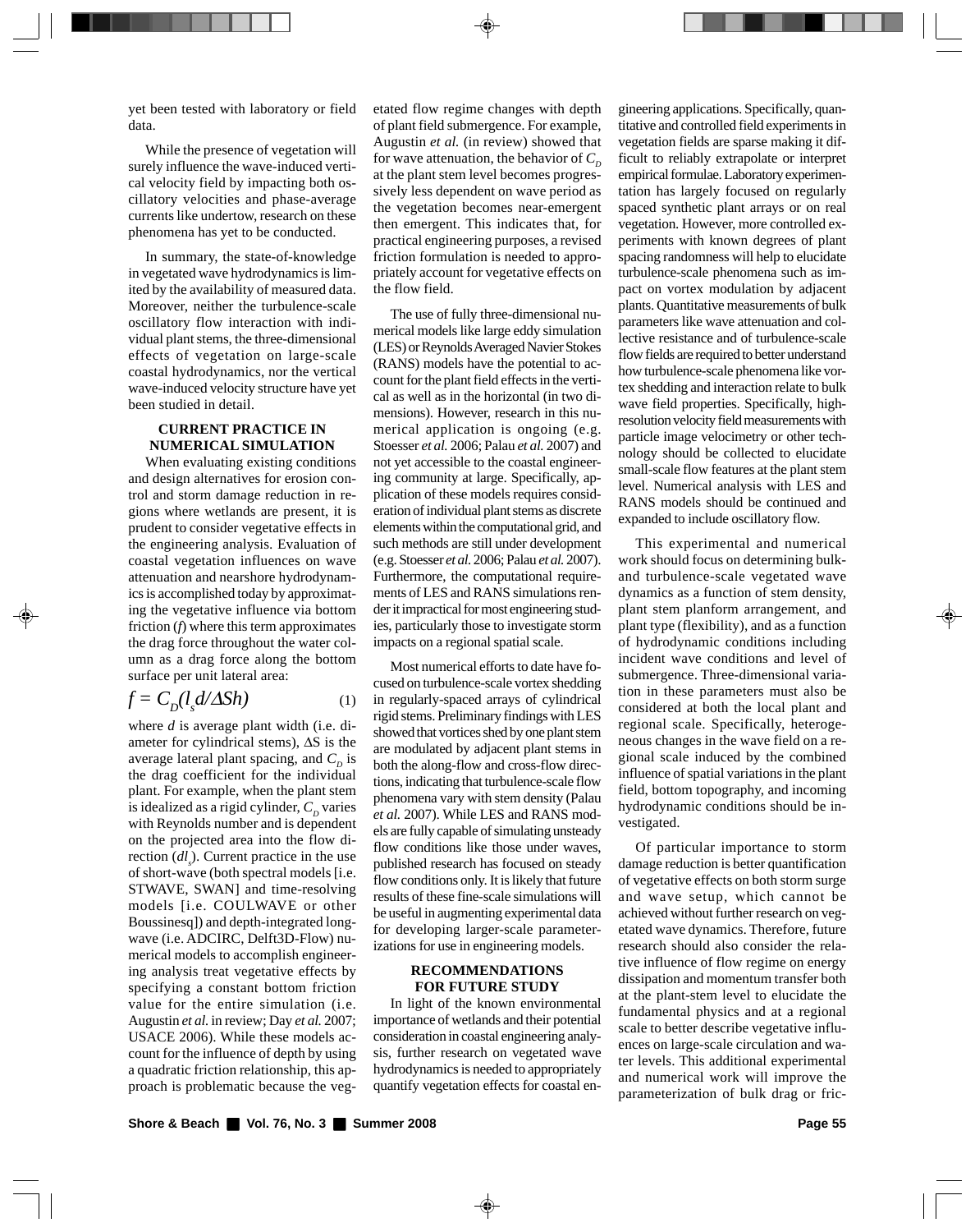yet been tested with laboratory or field data.

While the presence of vegetation will surely influence the wave-induced vertical velocity field by impacting both oscillatory velocities and phase-average currents like undertow, research on these phenomena has yet to be conducted.

In summary, the state-of-knowledge in vegetated wave hydrodynamics is limited by the availability of measured data. Moreover, neither the turbulence-scale oscillatory flow interaction with individual plant stems, the three-dimensional effects of vegetation on large-scale coastal hydrodynamics, nor the vertical wave-induced velocity structure have yet been studied in detail.

## CURRENT PRACTICE IN NUMERICAL SIMULATION

When evaluating existing conditions and design alternatives for erosion control and storm damage reduction in regions where wetlands are present, it is prudent to consider vegetative effects in the engineering analysis. Evaluation of coastal vegetation influences on wave attenuation and nearshore hydrodynamics is accomplished today by approximating the vegetative influence via bottom friction ($f$) where this term approximates the drag force throughout the water column as a drag force along the bottom surface per unit lateral area:

$$f = C_D(l_s d/\Delta Sh) \quad (1)$$

where $d$ is average plant width (i.e. diameter for cylindrical stems), $\Delta S$ is the average lateral plant spacing, and $C_D$ is the drag coefficient for the individual plant. For example, when the plant stem is idealized as a rigid cylinder, $C_D$ varies with Reynolds number and is dependent on the projected area into the flow direction ($dl_s$). Current practice in the use of short-wave (both spectral models [i.e. STWAVE, SWAN] and time-resolving models [i.e. COULWAVE or other Boussinesq]) and depth-integrated long-wave (i.e. ADCIRC, Delft3D-Flow) numerical models to accomplish engineering analysis treat vegetative effects by specifying a constant bottom friction value for the entire simulation (i.e. Augustin *et al.* in review; Day *et al.* 2007; USACE 2006). While these models account for the influence of depth by using a quadratic friction relationship, this approach is problematic because the vegetated flow regime changes with depth of plant field submergence. For example, Augustin *et al.* (in review) showed that for wave attenuation, the behavior of $C_D$ at the plant stem level becomes progressively less dependent on wave period as the vegetation becomes near-emergent then emergent. This indicates that, for practical engineering purposes, a revised friction formulation is needed to appropriately account for vegetative effects on the flow field.

The use of fully three-dimensional numerical models like large eddy simulation (LES) or Reynolds Averaged Navier Stokes (RANS) models have the potential to account for the plant field effects in the vertical as well as in the horizontal (in two dimensions). However, research in this numerical application is ongoing (e.g. Stoesser *et al.* 2006; Palau *et al.* 2007) and not yet accessible to the coastal engineering community at large. Specifically, application of these models requires consideration of individual plant stems as discrete elements within the computational grid, and such methods are still under development (e.g. Stoesser *et al.* 2006; Palau *et al.* 2007). Furthermore, the computational requirements of LES and RANS simulations render it impractical for most engineering studies, particularly those to investigate storm impacts on a regional spatial scale.

Most numerical efforts to date have focused on turbulence-scale vortex shedding in regularly-spaced arrays of cylindrical rigid stems. Preliminary findings with LES showed that vortices shed by one plant stem are modulated by adjacent plant stems in both the along-flow and cross-flow directions, indicating that turbulence-scale flow phenomena vary with stem density (Palau *et al.* 2007). While LES and RANS models are fully capable of simulating unsteady flow conditions like those under waves, published research has focused on steady flow conditions only. It is likely that future results of these fine-scale simulations will be useful in augmenting experimental data for developing larger-scale parameterizations for use in engineering models.

## RECOMMENDATIONS FOR FUTURE STUDY

In light of the known environmental importance of wetlands and their potential consideration in coastal engineering analysis, further research on vegetated wave hydrodynamics is needed to appropriately quantify vegetation effects for coastal engineering applications. Specifically, quantitative and controlled field experiments in vegetation fields are sparse making it difficult to reliably extrapolate or interpret empirical formulae. Laboratory experimentation has largely focused on regularly spaced synthetic plant arrays or on real vegetation. However, more controlled experiments with known degrees of plant spacing randomness will help to elucidate turbulence-scale phenomena such as impact on vortex modulation by adjacent plants. Quantitative measurements of bulk parameters like wave attenuation and collective resistance and of turbulence-scale flow fields are required to better understand how turbulence-scale phenomena like vortex shedding and interaction relate to bulk wave field properties. Specifically, high-resolution velocity field measurements with particle image velocimetry or other technology should be collected to elucidate small-scale flow features at the plant stem level. Numerical analysis with LES and RANS models should be continued and expanded to include oscillatory flow.

This experimental and numerical work should focus on determining bulk- and turbulence-scale vegetated wave dynamics as a function of stem density, plant stem planform arrangement, and plant type (flexibility), and as a function of hydrodynamic conditions including incident wave conditions and level of submergence. Three-dimensional variation in these parameters must also be considered at both the local plant and regional scale. Specifically, heterogeneous changes in the wave field on a regional scale induced by the combined influence of spatial variations in the plant field, bottom topography, and incoming hydrodynamic conditions should be investigated.

Of particular importance to storm damage reduction is better quantification of vegetative effects on both storm surge and wave setup, which cannot be achieved without further research on vegetated wave dynamics. Therefore, future research should also consider the relative influence of flow regime on energy dissipation and momentum transfer both at the plant-stem level to elucidate the fundamental physics and at a regional scale to better describe vegetative influences on large-scale circulation and water levels. This additional experimental and numerical work will improve the parameterization of bulk drag or fric-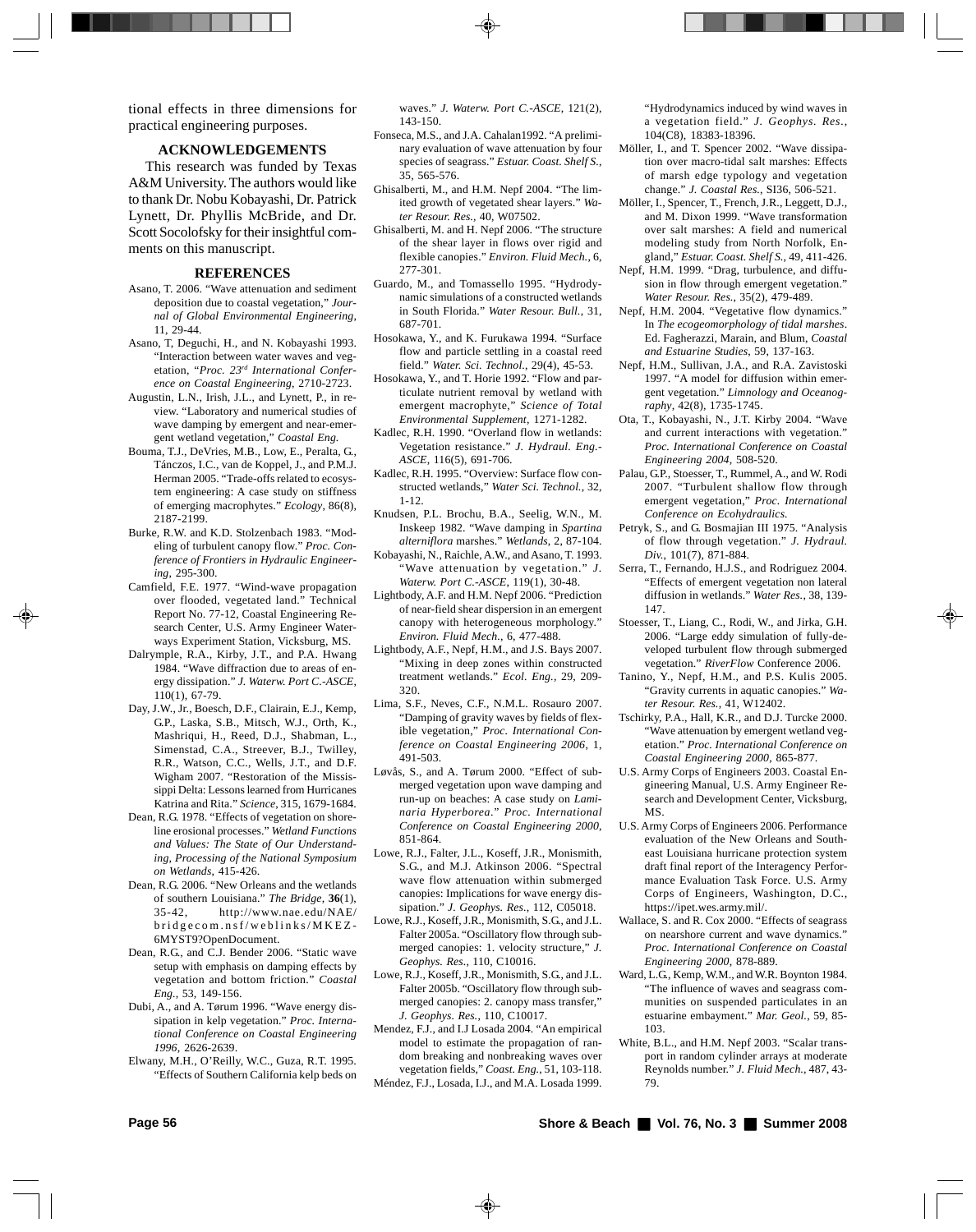tional effects in three dimensions for practical engineering purposes.

## ACKNOWLEDGEMENTS

This research was funded by Texas A&M University. The authors would like to thank Dr. Nobu Kobayashi, Dr. Patrick Lynett, Dr. Phyllis McBride, and Dr. Scott Socolofsky for their insightful comments on this manuscript.

## REFERENCES

Asano, T. 2006. "Wave attenuation and sediment deposition due to coastal vegetation," *Journal of Global Environmental Engineering*, 11, 29-44.

Asano, T, Deguchi, H., and N. Kobayashi 1993. "Interaction between water waves and vegetation, "*Proc. 23rd International Conference on Coastal Engineering*, 2710-2723.

Augustin, L.N., Irish, J.L., and Lynett, P., in review. "Laboratory and numerical studies of wave damping by emergent and near-emergent wetland vegetation," *Coastal Eng.*

Bouma, T.J., DeVries, M.B., Low, E., Peralta, G., Tánczos, I.C., van de Koppel, J., and P.M.J. Herman 2005. "Trade-offs related to ecosystem engineering: A case study on stiffness of emerging macrophytes." *Ecology*, 86(8), 2187-2199.

Burke, R.W. and K.D. Stolzenbach 1983. "Modeling of turbulent canopy flow." *Proc. Conference of Frontiers in Hydraulic Engineering*, 295-300.

Camfield, F.E. 1977. "Wind-wave propagation over flooded, vegetated land." Technical Report No. 77-12, Coastal Engineering Research Center, U.S. Army Engineer Waterways Experiment Station, Vicksburg, MS.

Dalrymple, R.A., Kirby, J.T., and P.A. Hwang 1984. "Wave diffraction due to areas of energy dissipation." *J. Waterw. Port C.-ASCE*, 110(1), 67-79.

Day, J.W., Jr., Boesch, D.F., Clairain, E.J., Kemp, G.P., Laska, S.B., Mitsch, W.J., Orth, K., Mashriqui, H., Reed, D.J., Shabman, L., Simenstad, C.A., Streever, B.J., Twilley, R.R., Watson, C.C., Wells, J.T., and D.F. Wigham 2007. "Restoration of the Mississippi Delta: Lessons learned from Hurricanes Katrina and Rita." *Science*, 315, 1679-1684.

Dean, R.G. 1978. "Effects of vegetation on shoreline erosional processes." *Wetland Functions and Values: The State of Our Understanding, Processing of the National Symposium on Wetlands*, 415-426.

Dean, R.G. 2006. "New Orleans and the wetlands of southern Louisiana." *The Bridge*, **36**(1), 35-42, http://www.nae.edu/NAE/bridgecom.nsf/weblinks/MKEZ-6MYST9?OpenDocument.

Dean, R.G., and C.J. Bender 2006. "Static wave setup with emphasis on damping effects by vegetation and bottom friction." *Coastal Eng.*, 53, 149-156.

Dubi, A., and A. Tørum 1996. "Wave energy dissipation in kelp vegetation." *Proc. International Conference on Coastal Engineering 1996*, 2626-2639.

Elwany, M.H., O'Reilly, W.C., Guza, R.T. 1995. "Effects of Southern California kelp beds on waves." *J. Waterw. Port C.-ASCE*, 121(2), 143-150.

Fonseca, M.S., and J.A. Cahalan1992. "A preliminary evaluation of wave attenuation by four species of seagrass." *Estuar. Coast. Shelf S.*, 35, 565-576.

Ghisalberti, M., and H.M. Nepf 2004. "The limited growth of vegetated shear layers." *Water Resour. Res.*, 40, W07502.

Ghisalberti, M. and H. Nepf 2006. "The structure of the shear layer in flows over rigid and flexible canopies." *Environ. Fluid Mech.*, 6, 277-301.

Guardo, M., and Tomassello 1995. "Hydrodynamic simulations of a constructed wetlands in South Florida." *Water Resour. Bull.*, 31, 687-701.

Hosokawa, Y., and K. Furukawa 1994. "Surface flow and particle settling in a coastal reed field." *Water. Sci. Technol.*, 29(4), 45-53.

Hosokawa, Y., and T. Horie 1992. "Flow and particulate nutrient removal by wetland with emergent macrophyte," *Science of Total Environmental Supplement*, 1271-1282.

Kadlec, R.H. 1990. "Overland flow in wetlands: Vegetation resistance." *J. Hydraul. Eng.-ASCE*, 116(5), 691-706.

Kadlec, R.H. 1995. "Overview: Surface flow constructed wetlands," *Water Sci. Technol.*, 32, 1-12.

Knudsen, P.L. Brochu, B.A., Seelig, W.N., M. Inskeep 1982. "Wave damping in *Spartina alterniflora* marshes." *Wetlands*, 2, 87-104.

Kobayashi, N., Raichle, A.W., and Asano, T. 1993. "Wave attenuation by vegetation." *J. Waterw. Port C.-ASCE*, 119(1), 30-48.

Lightbody, A.F. and H.M. Nepf 2006. "Prediction of near-field shear dispersion in an emergent canopy with heterogeneous morphology." *Environ. Fluid Mech.*, 6, 477-488.

Lightbody, A.F., Nepf, H.M., and J.S. Bays 2007. "Mixing in deep zones within constructed treatment wetlands." *Ecol. Eng.*, 29, 209-320.

Lima, S.F., Neves, C.F., N.M.L. Rosauro 2007. "Damping of gravity waves by fields of flexible vegetation," *Proc. International Conference on Coastal Engineering 2006*, 1, 491-503.

Løvås, S., and A. Tørum 2000. "Effect of submerged vegetation upon wave damping and run-up on beaches: A case study on *Laminaria Hyperborea*." *Proc. International Conference on Coastal Engineering 2000*, 851-864.

Lowe, R.J., Falter, J.L., Koseff, J.R., Monismith, S.G., and M.J. Atkinson 2006. "Spectral wave flow attenuation within submerged canopies: Implications for wave energy dissipation." *J. Geophys. Res.*, 112, C05018.

Lowe, R.J., Koseff, J.R., Monismith, S.G., and J.L. Falter 2005a. "Oscillatory flow through submerged canopies: 1. velocity structure," *J. Geophys. Res.*, 110, C10016.

Lowe, R.J., Koseff, J.R., Monismith, S.G., and J.L. Falter 2005b. "Oscillatory flow through submerged canopies: 2. canopy mass transfer," *J. Geophys. Res.*, 110, C10017.

Mendez, F.J., and I.J Losada 2004. "An empirical model to estimate the propagation of random breaking and nonbreaking waves over vegetation fields," *Coast. Eng.*, 51, 103-118.

Méndez, F.J., Losada, I.J., and M.A. Losada 1999. "Hydrodynamics induced by wind waves in a vegetation field." *J. Geophys. Res.*, 104(C8), 18383-18396.

Möller, I., and T. Spencer 2002. "Wave dissipation over macro-tidal salt marshes: Effects of marsh edge typology and vegetation change." *J. Coastal Res.*, SI36, 506-521.

Möller, I., Spencer, T., French, J.R., Leggett, D.J., and M. Dixon 1999. "Wave transformation over salt marshes: A field and numerical modeling study from North Norfolk, England," *Estuar. Coast. Shelf S.*, 49, 411-426.

Nepf, H.M. 1999. "Drag, turbulence, and diffusion in flow through emergent vegetation." *Water Resour. Res.*, 35(2), 479-489.

Nepf, H.M. 2004. "Vegetative flow dynamics." In *The ecogeomorphology of tidal marshes*. Ed. Fagherazzi, Marain, and Blum, *Coastal and Estuarine Studies*, 59, 137-163.

Nepf, H.M., Sullivan, J.A., and R.A. Zavistoski 1997. "A model for diffusion within emergent vegetation." *Limnology and Oceanography*, 42(8), 1735-1745.

Ota, T., Kobayashi, N., J.T. Kirby 2004. "Wave and current interactions with vegetation." *Proc. International Conference on Coastal Engineering 2004*, 508-520.

Palau, G.P., Stoesser, T., Rummel, A., and W. Rodi 2007. "Turbulent shallow flow through emergent vegetation," *Proc. International Conference on Ecohydraulics.*

Petryk, S., and G. Bosmajian III 1975. "Analysis of flow through vegetation." *J. Hydraul. Div.*, 101(7), 871-884.

Serra, T., Fernando, H.J.S., and Rodriguez 2004. "Effects of emergent vegetation non lateral diffusion in wetlands." *Water Res.*, 38, 139-147.

Stoesser, T., Liang, C., Rodi, W., and Jirka, G.H. 2006. "Large eddy simulation of fully-developed turbulent flow through submerged vegetation." *RiverFlow* Conference 2006.

Tanino, Y., Nepf, H.M., and P.S. Kulis 2005. "Gravity currents in aquatic canopies." *Water Resour. Res.*, 41, W12402.

Tschirky, P.A., Hall, K.R., and D.J. Turcke 2000. "Wave attenuation by emergent wetland vegetation." *Proc. International Conference on Coastal Engineering 2000*, 865-877.

U.S. Army Corps of Engineers 2003. Coastal Engineering Manual, U.S. Army Engineer Research and Development Center, Vicksburg, MS.

U.S. Army Corps of Engineers 2006. Performance evaluation of the New Orleans and Southeast Louisiana hurricane protection system draft final report of the Interagency Performance Evaluation Task Force. U.S. Army Corps of Engineers, Washington, D.C., https://ipet.wes.army.mil/.

Wallace, S. and R. Cox 2000. "Effects of seagrass on nearshore current and wave dynamics." *Proc. International Conference on Coastal Engineering 2000*, 878-889.

Ward, L.G., Kemp, W.M., and W.R. Boynton 1984. "The influence of waves and seagrass communities on suspended particulates in an estuarine embayment." *Mar. Geol.*, 59, 85-103.

White, B.L., and H.M. Nepf 2003. "Scalar transport in random cylinder arrays at moderate Reynolds number." *J. Fluid Mech.*, 487, 43-79.